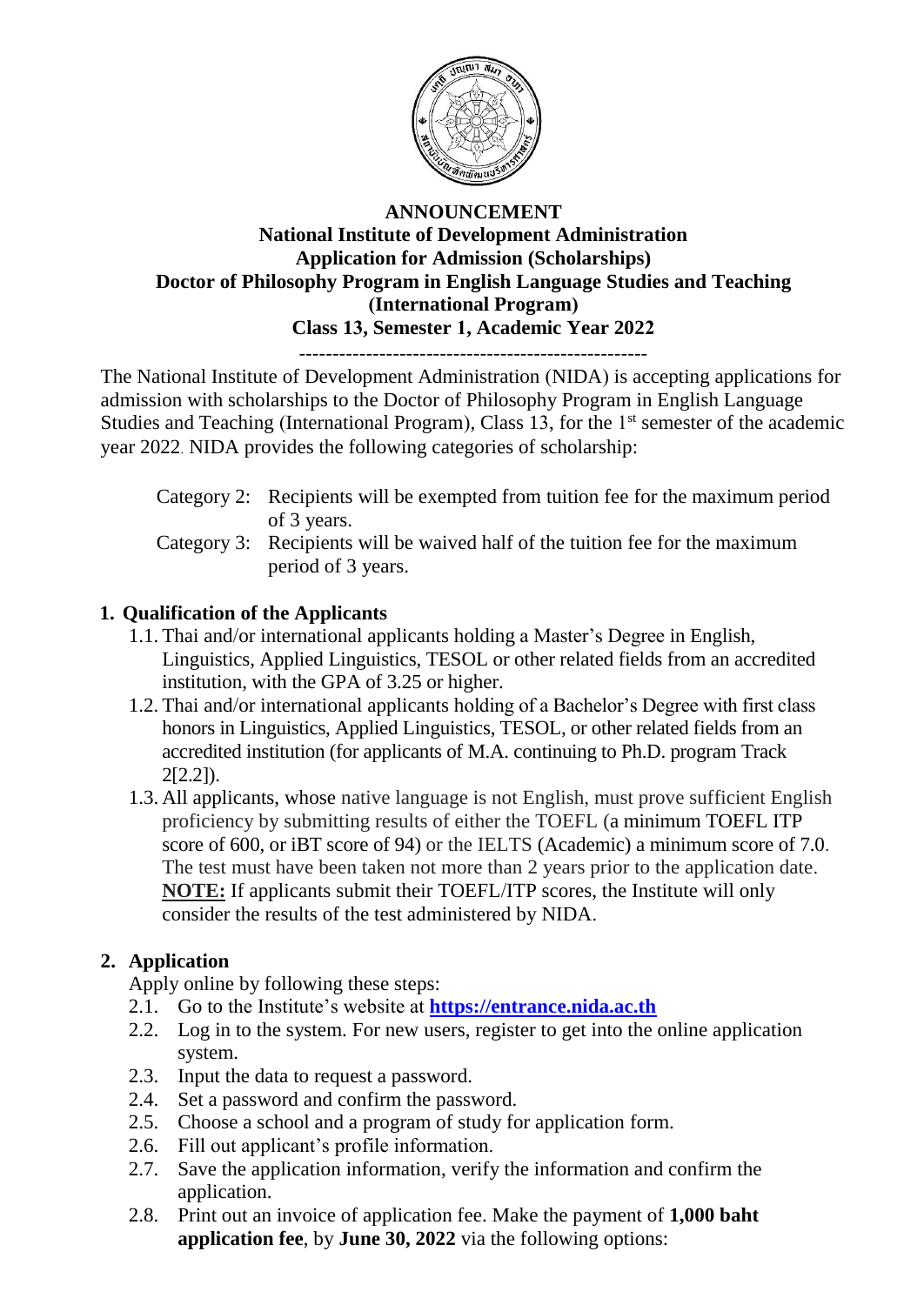**ANNOUNCEMENT**
**National Institute of Development Administration**
**Application for Admission (Scholarships)**
**Doctor of Philosophy Program in English Language Studies and Teaching (International Program)**
**Class 13, Semester 1, Academic Year 2022**

---

The National Institute of Development Administration (NIDA) is accepting applications for admission with scholarships to the Doctor of Philosophy Program in English Language Studies and Teaching (International Program), Class 13, for the 1st semester of the academic year 2022. NIDA provides the following categories of scholarship:

Category 2: Recipients will be exempted from tuition fee for the maximum period of 3 years.

Category 3: Recipients will be waived half of the tuition fee for the maximum period of 3 years.

## 1. Qualification of the Applicants

1.1. Thai and/or international applicants holding a Master's Degree in English, Linguistics, Applied Linguistics, TESOL or other related fields from an accredited institution, with the GPA of 3.25 or higher.

1.2. Thai and/or international applicants holding of a Bachelor's Degree with first class honors in Linguistics, Applied Linguistics, TESOL, or other related fields from an accredited institution (for applicants of M.A. continuing to Ph.D. program Track 2[2.2]).

1.3. All applicants, whose native language is not English, must prove sufficient English proficiency by submitting results of either the TOEFL (a minimum TOEFL ITP score of 600, or iBT score of 94) or the IELTS (Academic) a minimum score of 7.0. The test must have been taken not more than 2 years prior to the application date. **NOTE:** If applicants submit their TOEFL/ITP scores, the Institute will only consider the results of the test administered by NIDA.

## 2. Application

Apply online by following these steps:

2.1. Go to the Institute's website at **https://entrance.nida.ac.th**

2.2. Log in to the system. For new users, register to get into the online application system.

2.3. Input the data to request a password.

2.4. Set a password and confirm the password.

2.5. Choose a school and a program of study for application form.

2.6. Fill out applicant's profile information.

2.7. Save the application information, verify the information and confirm the application.

2.8. Print out an invoice of application fee. Make the payment of **1,000 baht application fee**, by **June 30, 2022** via the following options: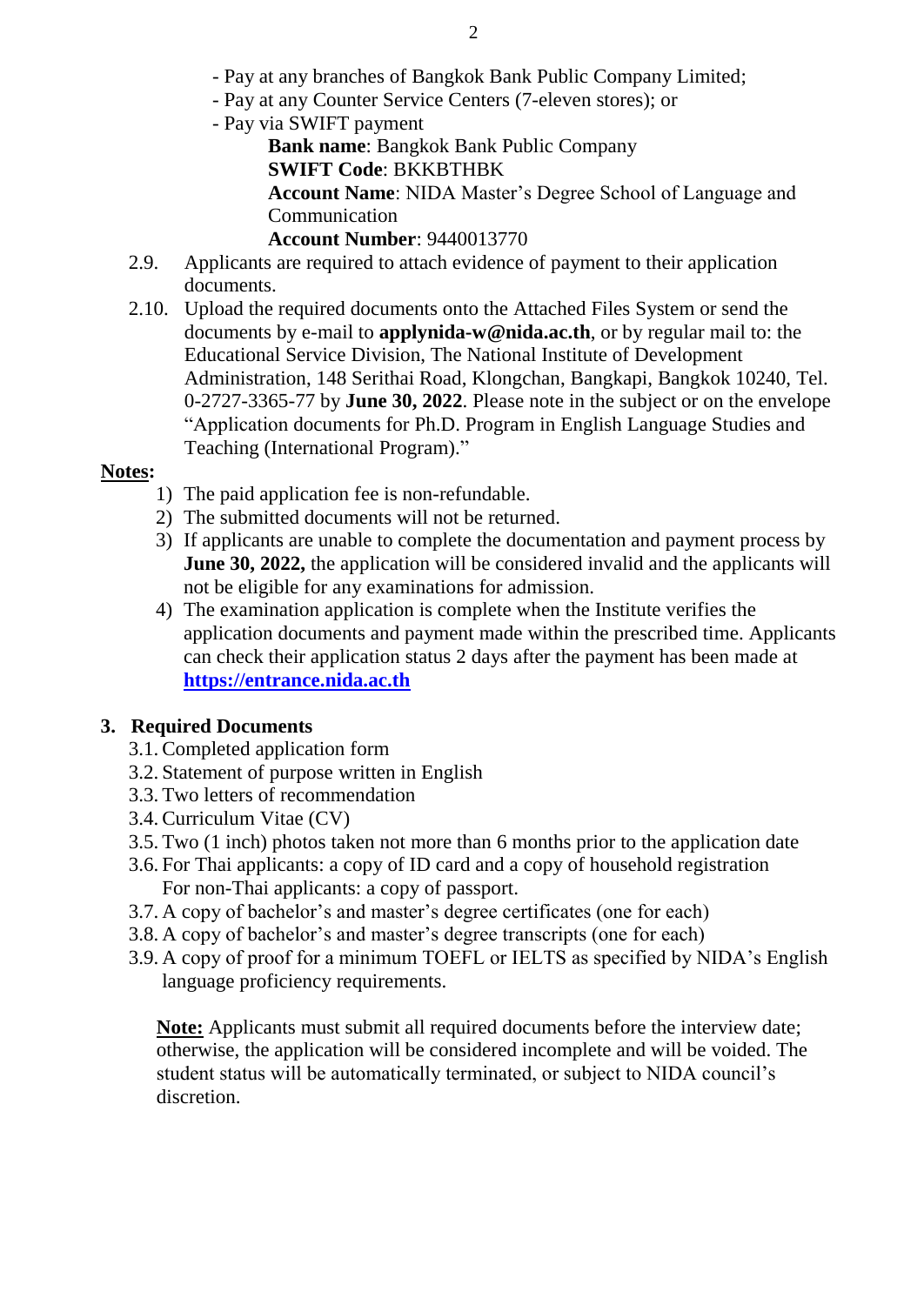- Pay at any branches of Bangkok Bank Public Company Limited;
- Pay at any Counter Service Centers (7-eleven stores); or
- Pay via SWIFT payment

  **Bank name**: Bangkok Bank Public Company
  **SWIFT Code**: BKKBTHBK
  **Account Name**: NIDA Master's Degree School of Language and Communication
  **Account Number**: 9440013770

2.9. Applicants are required to attach evidence of payment to their application documents.

2.10. Upload the required documents onto the Attached Files System or send the documents by e-mail to **applynida-w@nida.ac.th**, or by regular mail to: the Educational Service Division, The National Institute of Development Administration, 148 Serithai Road, Klongchan, Bangkapi, Bangkok 10240, Tel. 0-2727-3365-77 by **June 30, 2022**. Please note in the subject or on the envelope "Application documents for Ph.D. Program in English Language Studies and Teaching (International Program)."

**Notes:**

1) The paid application fee is non-refundable.
2) The submitted documents will not be returned.
3) If applicants are unable to complete the documentation and payment process by **June 30, 2022,** the application will be considered invalid and the applicants will not be eligible for any examinations for admission.
4) The examination application is complete when the Institute verifies the application documents and payment made within the prescribed time. Applicants can check their application status 2 days after the payment has been made at **https://entrance.nida.ac.th**

## 3. Required Documents

3.1. Completed application form
3.2. Statement of purpose written in English
3.3. Two letters of recommendation
3.4. Curriculum Vitae (CV)
3.5. Two (1 inch) photos taken not more than 6 months prior to the application date
3.6. For Thai applicants: a copy of ID card and a copy of household registration
For non-Thai applicants: a copy of passport.
3.7. A copy of bachelor's and master's degree certificates (one for each)
3.8. A copy of bachelor's and master's degree transcripts (one for each)
3.9. A copy of proof for a minimum TOEFL or IELTS as specified by NIDA's English language proficiency requirements.

**Note:** Applicants must submit all required documents before the interview date; otherwise, the application will be considered incomplete and will be voided. The student status will be automatically terminated, or subject to NIDA council's discretion.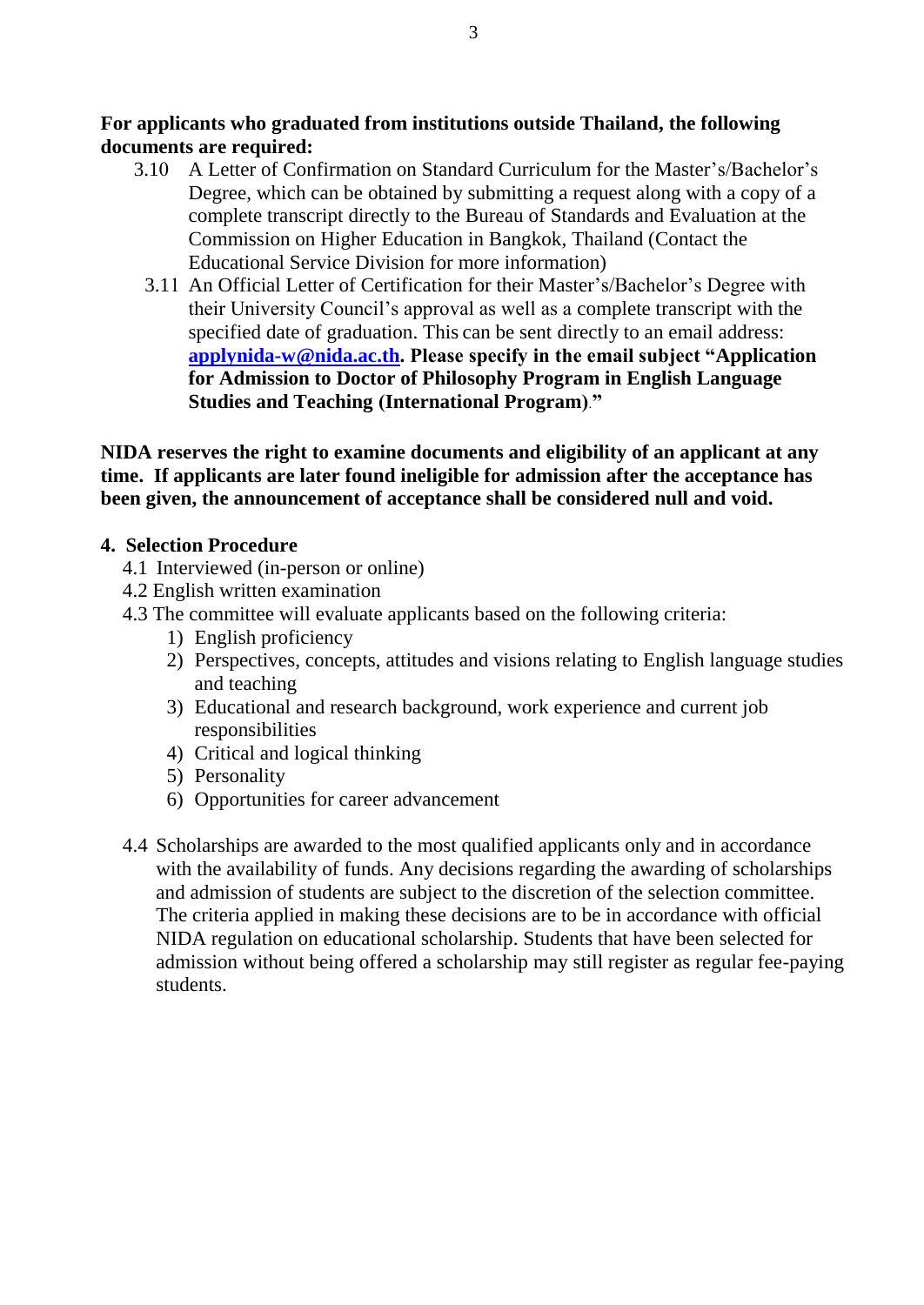**For applicants who graduated from institutions outside Thailand, the following documents are required:**

3.10 A Letter of Confirmation on Standard Curriculum for the Master's/Bachelor's Degree, which can be obtained by submitting a request along with a copy of a complete transcript directly to the Bureau of Standards and Evaluation at the Commission on Higher Education in Bangkok, Thailand (Contact the Educational Service Division for more information)

3.11 An Official Letter of Certification for their Master's/Bachelor's Degree with their University Council's approval as well as a complete transcript with the specified date of graduation. This can be sent directly to an email address: **applynida-w@nida.ac.th. Please specify in the email subject "Application for Admission to Doctor of Philosophy Program in English Language Studies and Teaching (International Program)."**

**NIDA reserves the right to examine documents and eligibility of an applicant at any time. If applicants are later found ineligible for admission after the acceptance has been given, the announcement of acceptance shall be considered null and void.**

## 4. Selection Procedure

4.1 Interviewed (in-person or online)

4.2 English written examination

4.3 The committee will evaluate applicants based on the following criteria:

1) English proficiency
2) Perspectives, concepts, attitudes and visions relating to English language studies and teaching
3) Educational and research background, work experience and current job responsibilities
4) Critical and logical thinking
5) Personality
6) Opportunities for career advancement

4.4 Scholarships are awarded to the most qualified applicants only and in accordance with the availability of funds. Any decisions regarding the awarding of scholarships and admission of students are subject to the discretion of the selection committee. The criteria applied in making these decisions are to be in accordance with official NIDA regulation on educational scholarship. Students that have been selected for admission without being offered a scholarship may still register as regular fee-paying students.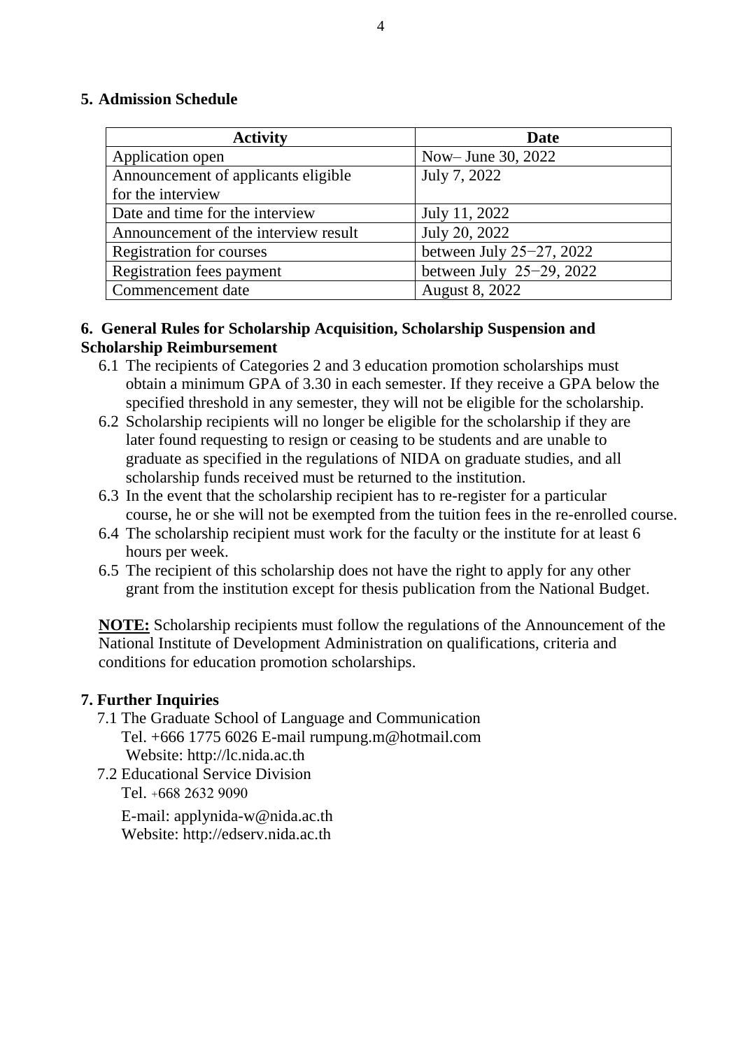## 5. Admission Schedule

| Activity | Date |
|---|---|
| Application open | Now– June 30, 2022 |
| Announcement of applicants eligible for the interview | July 7, 2022 |
| Date and time for the interview | July 11, 2022 |
| Announcement of the interview result | July 20, 2022 |
| Registration for courses | between July 25−27, 2022 |
| Registration fees payment | between July 25−29, 2022 |
| Commencement date | August 8, 2022 |

## 6. General Rules for Scholarship Acquisition, Scholarship Suspension and Scholarship Reimbursement

6.1 The recipients of Categories 2 and 3 education promotion scholarships must obtain a minimum GPA of 3.30 in each semester. If they receive a GPA below the specified threshold in any semester, they will not be eligible for the scholarship.

6.2 Scholarship recipients will no longer be eligible for the scholarship if they are later found requesting to resign or ceasing to be students and are unable to graduate as specified in the regulations of NIDA on graduate studies, and all scholarship funds received must be returned to the institution.

6.3 In the event that the scholarship recipient has to re-register for a particular course, he or she will not be exempted from the tuition fees in the re-enrolled course.

6.4 The scholarship recipient must work for the faculty or the institute for at least 6 hours per week.

6.5 The recipient of this scholarship does not have the right to apply for any other grant from the institution except for thesis publication from the National Budget.

**NOTE:** Scholarship recipients must follow the regulations of the Announcement of the National Institute of Development Administration on qualifications, criteria and conditions for education promotion scholarships.

## 7. Further Inquiries

7.1 The Graduate School of Language and Communication
Tel. +666 1775 6026 E-mail rumpung.m@hotmail.com
Website: http://lc.nida.ac.th

7.2 Educational Service Division
Tel. +668 2632 9090
E-mail: applynida-w@nida.ac.th
Website: http://edserv.nida.ac.th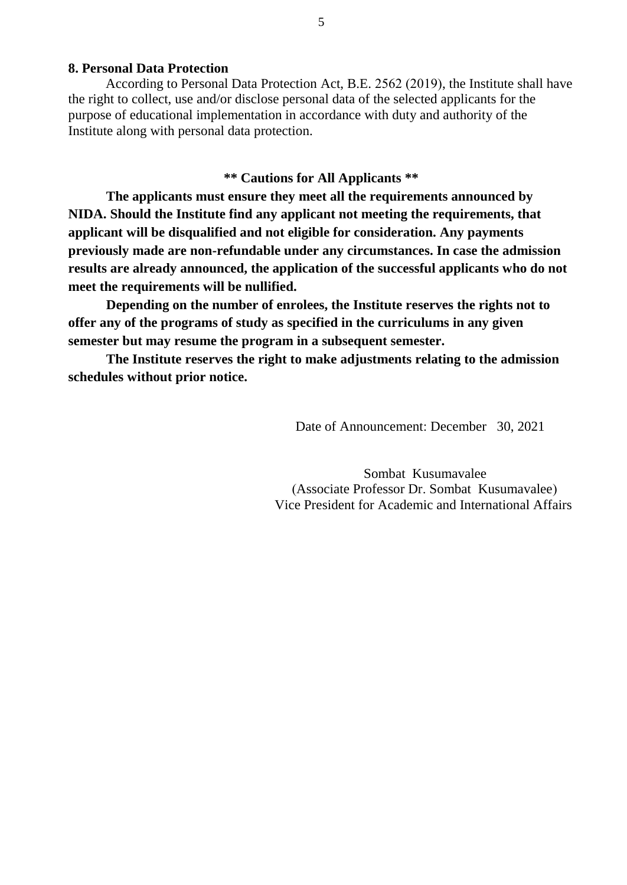**8. Personal Data Protection**

According to Personal Data Protection Act, B.E. 2562 (2019), the Institute shall have the right to collect, use and/or disclose personal data of the selected applicants for the purpose of educational implementation in accordance with duty and authority of the Institute along with personal data protection.

**\*\* Cautions for All Applicants \*\***

**The applicants must ensure they meet all the requirements announced by NIDA. Should the Institute find any applicant not meeting the requirements, that applicant will be disqualified and not eligible for consideration. Any payments previously made are non-refundable under any circumstances. In case the admission results are already announced, the application of the successful applicants who do not meet the requirements will be nullified.**

**Depending on the number of enrolees, the Institute reserves the rights not to offer any of the programs of study as specified in the curriculums in any given semester but may resume the program in a subsequent semester.**

**The Institute reserves the right to make adjustments relating to the admission schedules without prior notice.**

Date of Announcement: December 30, 2021

Sombat Kusumavalee
(Associate Professor Dr. Sombat Kusumavalee)
Vice President for Academic and International Affairs